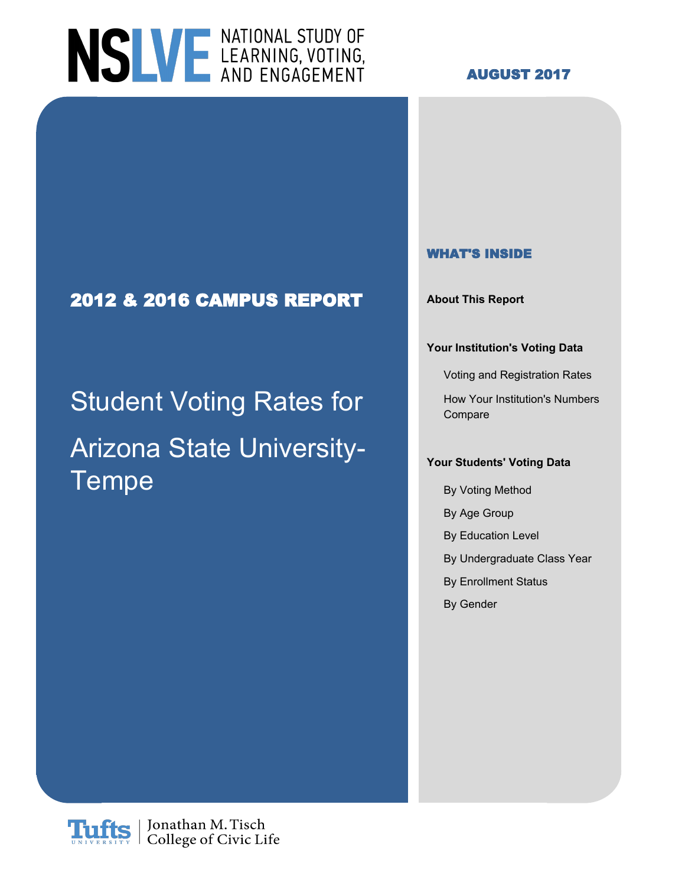# NSLVE NATIONAL STUDY OF LEARNING, VOTING, AND ENGAGEMENT

**AUGUST 2017**

## 2012 & 2016 CAMPUS REPORT

# Student Voting Rates for Arizona State University-Tempe

### WHAT'S INSIDE

**About This Report**

**Your Institution's Voting Data**

- Voting and Registration Rates
- How Your Institution's Numbers Compare

**Your Students' Voting Data**

- By Voting Method
- By Age Group
- By Education Level
- By Undergraduate Class Year
- By Enrollment Status
- By Gender

Tufts University | Jonathan M. Tisch College of Civic Life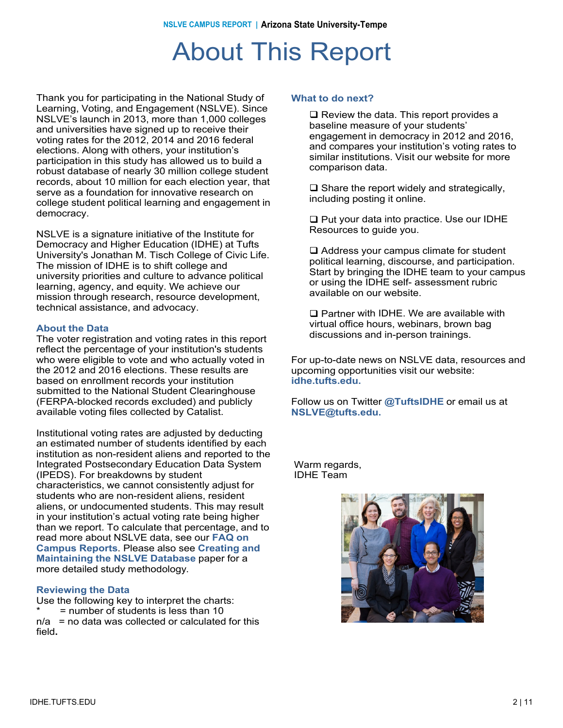# About This Report

Thank you for participating in the National Study of Learning, Voting, and Engagement (NSLVE). Since NSLVE's launch in 2013, more than 1,000 colleges and universities have signed up to receive their voting rates for the 2012, 2014 and 2016 federal elections. Along with others, your institution's participation in this study has allowed us to build a robust database of nearly 30 million college student records, about 10 million for each election year, that serve as a foundation for innovative research on college student political learning and engagement in democracy.

NSLVE is a signature initiative of the Institute for Democracy and Higher Education (IDHE) at Tufts University's Jonathan M. Tisch College of Civic Life. The mission of IDHE is to shift college and university priorities and culture to advance political learning, agency, and equity. We achieve our mission through research, resource development, technical assistance, and advocacy.

### About the Data

The voter registration and voting rates in this report reflect the percentage of your institution's students who were eligible to vote and who actually voted in the 2012 and 2016 elections. These results are based on enrollment records your institution submitted to the National Student Clearinghouse (FERPA-blocked records excluded) and publicly available voting files collected by Catalist.

Institutional voting rates are adjusted by deducting an estimated number of students identified by each institution as non-resident aliens and reported to the Integrated Postsecondary Education Data System (IPEDS). For breakdowns by student characteristics, we cannot consistently adjust for students who are non-resident aliens, resident aliens, or undocumented students. This may result in your institution's actual voting rate being higher than we report. To calculate that percentage, and to read more about NSLVE data, see our **FAQ on Campus Reports**. Please also see **Creating and Maintaining the NSLVE Database** paper for a more detailed study methodology.

### Reviewing the Data

Use the following key to interpret the charts:

\* = number of students is less than 10

n/a = no data was collected or calculated for this field.

### What to do next?

- ❑ Review the data. This report provides a baseline measure of your students' engagement in democracy in 2012 and 2016, and compares your institution's voting rates to similar institutions. Visit our website for more comparison data.
- ❑ Share the report widely and strategically, including posting it online.
- ❑ Put your data into practice. Use our IDHE Resources to guide you.
- ❑ Address your campus climate for student political learning, discourse, and participation. Start by bringing the IDHE team to your campus or using the IDHE self- assessment rubric available on our website.
- ❑ Partner with IDHE. We are available with virtual office hours, webinars, brown bag discussions and in-person trainings.

For up-to-date news on NSLVE data, resources and upcoming opportunities visit our website: **idhe.tufts.edu.**

Follow us on Twitter **@TuftsIDHE** or email us at **NSLVE@tufts.edu.**

Warm regards,
IDHE Team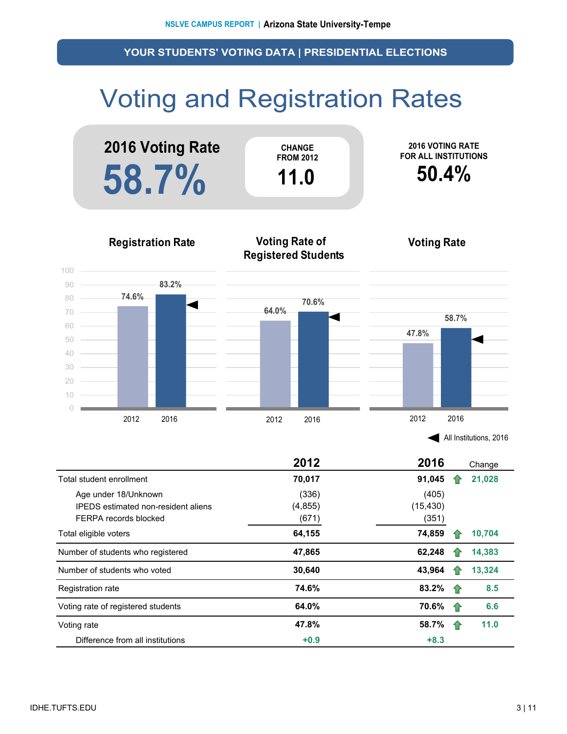YOUR STUDENTS' VOTING DATA | PRESIDENTIAL ELECTIONS

# Voting and Registration Rates

**2016 Voting Rate**

**58.7%**

CHANGE FROM 2012

**11.0**

2016 VOTING RATE FOR ALL INSTITUTIONS

**50.4%**

Registration Rate

100
90
80
70
60
50
40
30
20
10
0

74.6%
83.2%
2012
2016

Voting Rate of Registered Students

64.0%
70.6%
2012
2016

Voting Rate

47.8%
58.7%
2012
2016

All Institutions, 2016

| | 2012 | 2016 | Change |
|---|---|---|---|
| Total student enrollment | 70,017 | 91,045 | 21,028 |
| Age under 18/Unknown | (336) | (405) | |
| IPEDS estimated non-resident aliens | (4,855) | (15,430) | |
| FERPA records blocked | (671) | (351) | |
| Total eligible voters | 64,155 | 74,859 | 10,704 |
| Number of students who registered | 47,865 | 62,248 | 14,383 |
| Number of students who voted | 30,640 | 43,964 | 13,324 |
| Registration rate | 74.6% | 83.2% | 8.5 |
| Voting rate of registered students | 64.0% | 70.6% | 6.6 |
| Voting rate | 47.8% | 58.7% | 11.0 |
| Difference from all institutions | +0.9 | +8.3 | |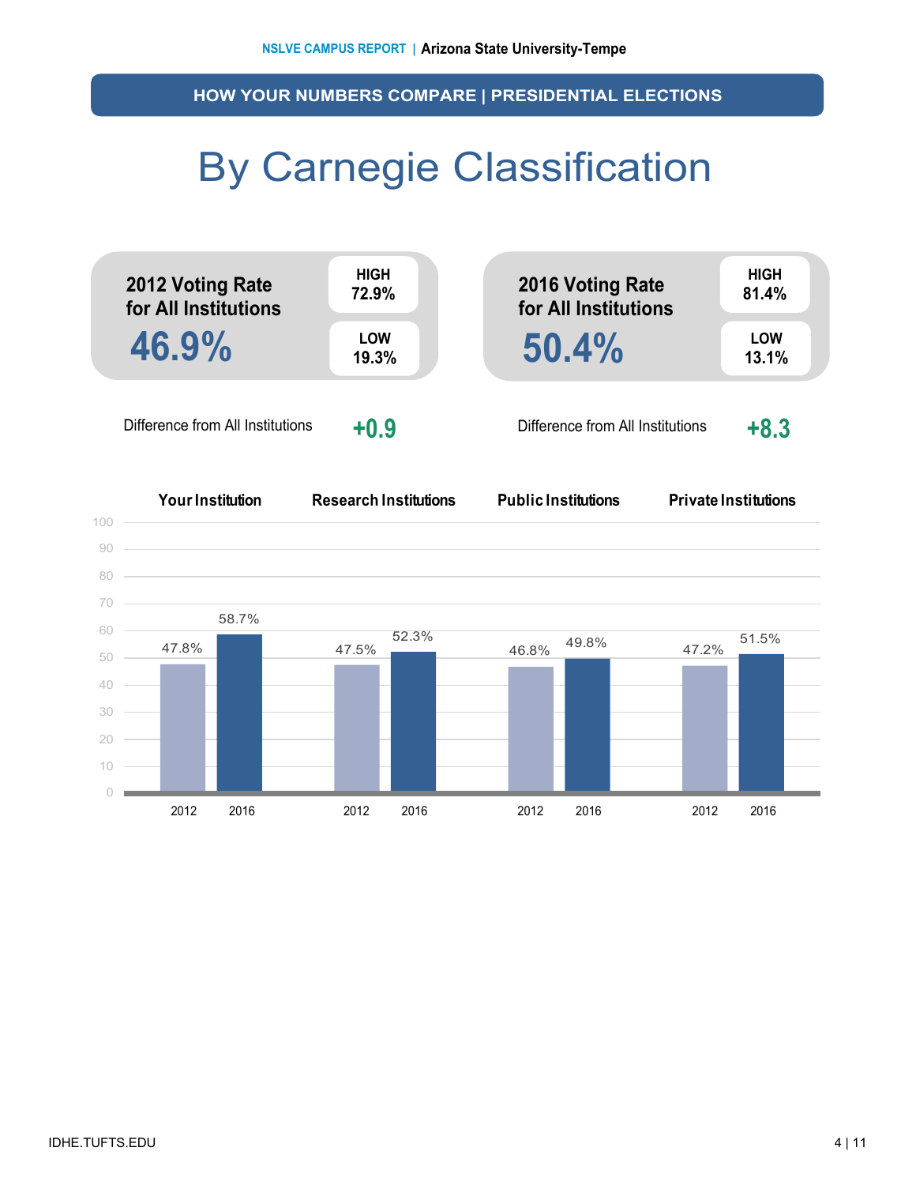## HOW YOUR NUMBERS COMPARE | PRESIDENTIAL ELECTIONS

# By Carnegie Classification

**2012 Voting Rate for All Institutions**

**46.9%**

HIGH 72.9%

LOW 19.3%

Difference from All Institutions **+0.9**

**2016 Voting Rate for All Institutions**

**50.4%**

HIGH 81.4%

LOW 13.1%

Difference from All Institutions **+8.3**

Your Institution

Research Institutions

Public Institutions

Private Institutions

100
90
80
70
60
50
40
30
20
10
0

47.8%
58.7%
47.5%
52.3%
46.8%
49.8%
47.2%
51.5%

2012 2016 2012 2016 2012 2016 2012 2016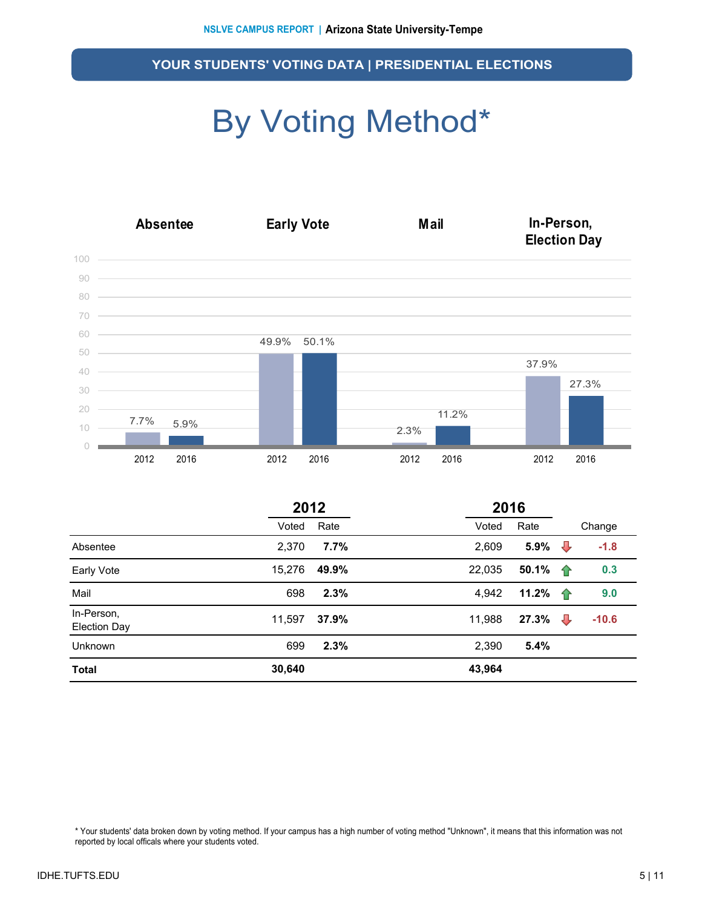## YOUR STUDENTS' VOTING DATA | PRESIDENTIAL ELECTIONS

# By Voting Method*

Absentee
Early Vote
Mail
In-Person, Election Day

100
90
80
70
60
50
40
30
20
10
0

7.7% 5.9%
49.9% 50.1%
2.3% 11.2%
37.9% 27.3%

2012 2016 2012 2016 2012 2016 2012 2016

| | 2012 | | 2016 | | | |
|---|---|---|---|---|---|---|
| | Voted | Rate | Voted | Rate | | Change |
| Absentee | 2,370 | **7.7%** | 2,609 | **5.9%** | ↓ | **-1.8** |
| Early Vote | 15,276 | **49.9%** | 22,035 | **50.1%** | ↑ | **0.3** |
| Mail | 698 | **2.3%** | 4,942 | **11.2%** | ↑ | **9.0** |
| In-Person, Election Day | 11,597 | **37.9%** | 11,988 | **27.3%** | ↓ | **-10.6** |
| Unknown | 699 | **2.3%** | 2,390 | **5.4%** | | |
| **Total** | **30,640** | | **43,964** | | | |

* Your students' data broken down by voting method. If your campus has a high number of voting method "Unknown", it means that this information was not reported by local officals where your students voted.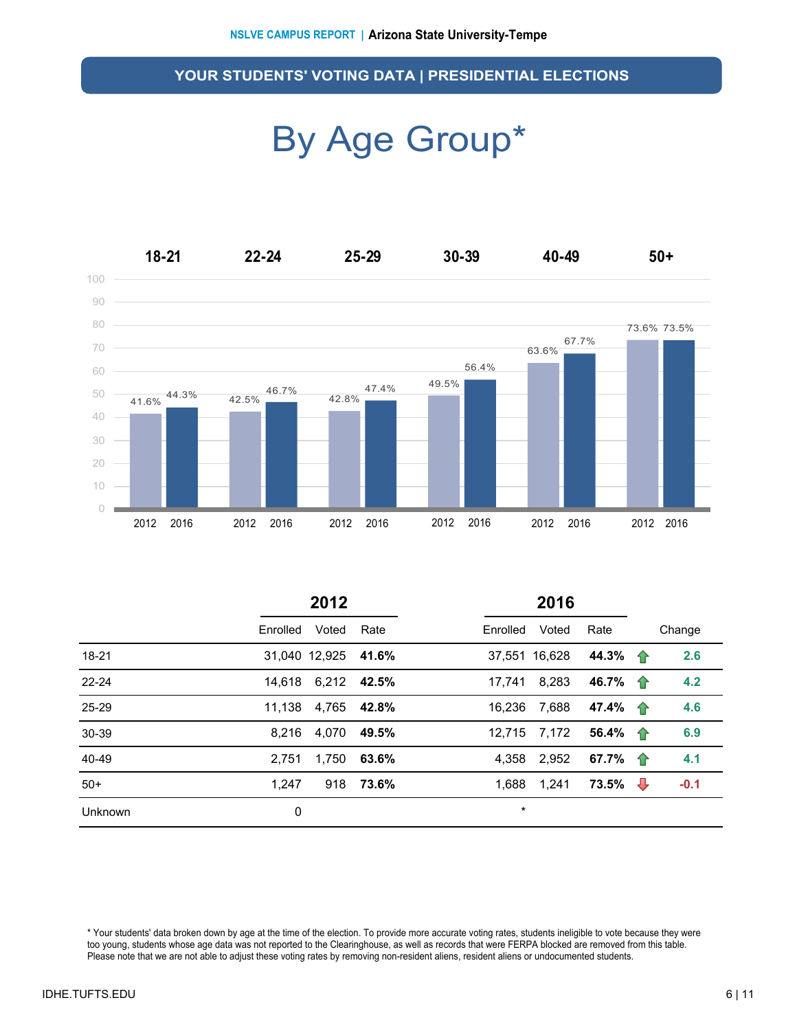## YOUR STUDENTS' VOTING DATA | PRESIDENTIAL ELECTIONS

# By Age Group*

18-21 22-24 25-29 30-39 40-49 50+

100 90 80 70 60 50 40 30 20 10 0

41.6% 44.3% 42.5% 46.7% 42.8% 47.4% 49.5% 56.4% 63.6% 67.7% 73.6% 73.5%

2012 2016 2012 2016 2012 2016 2012 2016 2012 2016 2012 2016

| | 2012 | | | 2016 | | | | |
|---|---|---|---|---|---|---|---|---|
| | Enrolled | Voted | Rate | Enrolled | Voted | Rate | | Change |
| 18-21 | 31,040 | 12,925 | **41.6%** | 37,551 | 16,628 | **44.3%** | ⇧ | **2.6** |
| 22-24 | 14,618 | 6,212 | **42.5%** | 17,741 | 8,283 | **46.7%** | ⇧ | **4.2** |
| 25-29 | 11,138 | 4,765 | **42.8%** | 16,236 | 7,688 | **47.4%** | ⇧ | **4.6** |
| 30-39 | 8,216 | 4,070 | **49.5%** | 12,715 | 7,172 | **56.4%** | ⇧ | **6.9** |
| 40-49 | 2,751 | 1,750 | **63.6%** | 4,358 | 2,952 | **67.7%** | ⇧ | **4.1** |
| 50+ | 1,247 | 918 | **73.6%** | 1,688 | 1,241 | **73.5%** | ⇩ | **-0.1** |
| Unknown | 0 | | | * | | | | |

* Your students' data broken down by age at the time of the election. To provide more accurate voting rates, students ineligible to vote because they were too young, students whose age data was not reported to the Clearinghouse, as well as records that were FERPA blocked are removed from this table. Please note that we are not able to adjust these voting rates by removing non-resident aliens, resident aliens or undocumented students.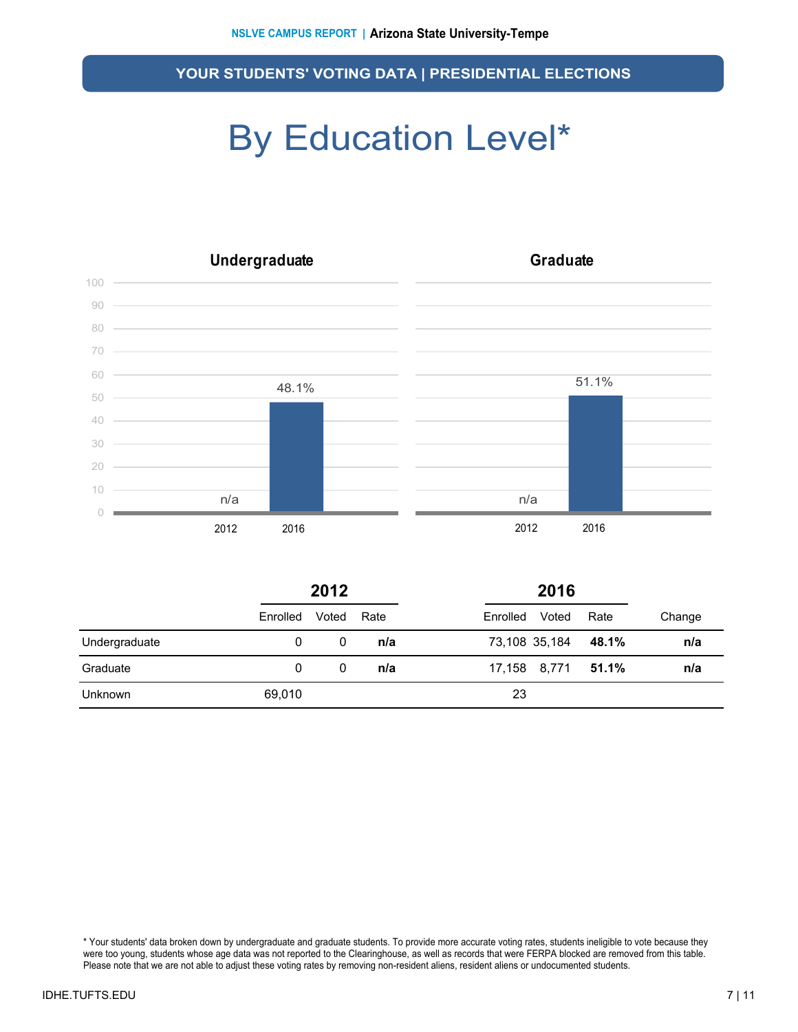## YOUR STUDENTS' VOTING DATA | PRESIDENTIAL ELECTIONS

# By Education Level*

**Undergraduate**

100
90
80
70
60
50
40
30
20
10
0

n/a
48.1%

2012
2016

**Graduate**

n/a
51.1%

2012
2016

| | 2012 | | | 2016 | | | |
|---|---|---|---|---|---|---|---|
| | Enrolled | Voted | Rate | Enrolled | Voted | Rate | Change |
| Undergraduate | 0 | 0 | **n/a** | 73,108 | 35,184 | **48.1%** | **n/a** |
| Graduate | 0 | 0 | **n/a** | 17,158 | 8,771 | **51.1%** | **n/a** |
| Unknown | 69,010 | | | 23 | | | |

* Your students' data broken down by undergraduate and graduate students. To provide more accurate voting rates, students ineligible to vote because they were too young, students whose age data was not reported to the Clearinghouse, as well as records that were FERPA blocked are removed from this table. Please note that we are not able to adjust these voting rates by removing non-resident aliens, resident aliens or undocumented students.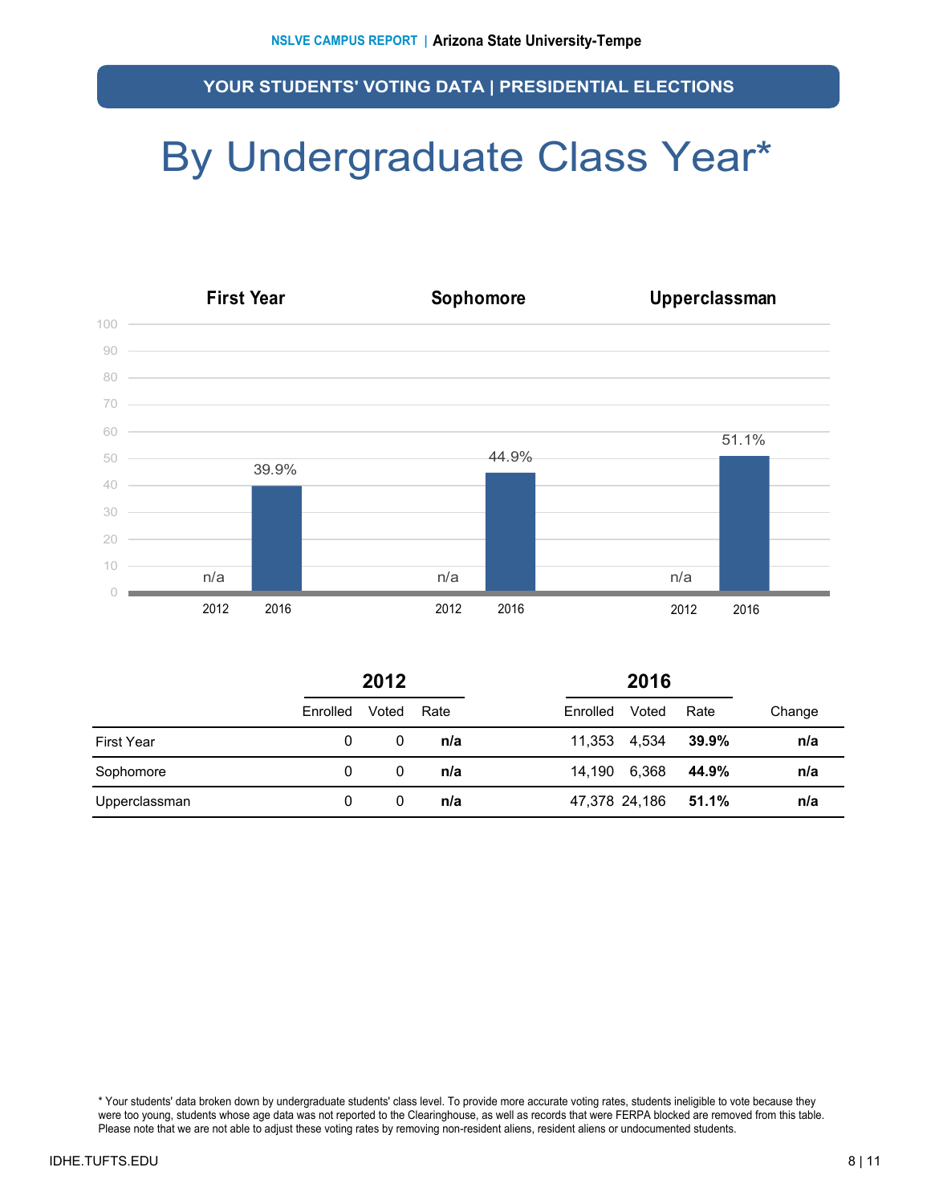## YOUR STUDENTS' VOTING DATA | PRESIDENTIAL ELECTIONS

# By Undergraduate Class Year*

First Year

Sophomore

Upperclassman

100
90
80
70
60
50
40
30
20
10
0

n/a
39.9%
2012
2016

n/a
44.9%
2012
2016

n/a
51.1%
2012
2016

| | 2012 | | | 2016 | | | |
|---|---|---|---|---|---|---|---|
| | Enrolled | Voted | Rate | Enrolled | Voted | Rate | Change |
| First Year | 0 | 0 | **n/a** | 11,353 | 4,534 | **39.9%** | **n/a** |
| Sophomore | 0 | 0 | **n/a** | 14,190 | 6,368 | **44.9%** | **n/a** |
| Upperclassman | 0 | 0 | **n/a** | 47,378 | 24,186 | **51.1%** | **n/a** |

* Your students' data broken down by undergraduate students' class level. To provide more accurate voting rates, students ineligible to vote because they were too young, students whose age data was not reported to the Clearinghouse, as well as records that were FERPA blocked are removed from this table. Please note that we are not able to adjust these voting rates by removing non-resident aliens, resident aliens or undocumented students.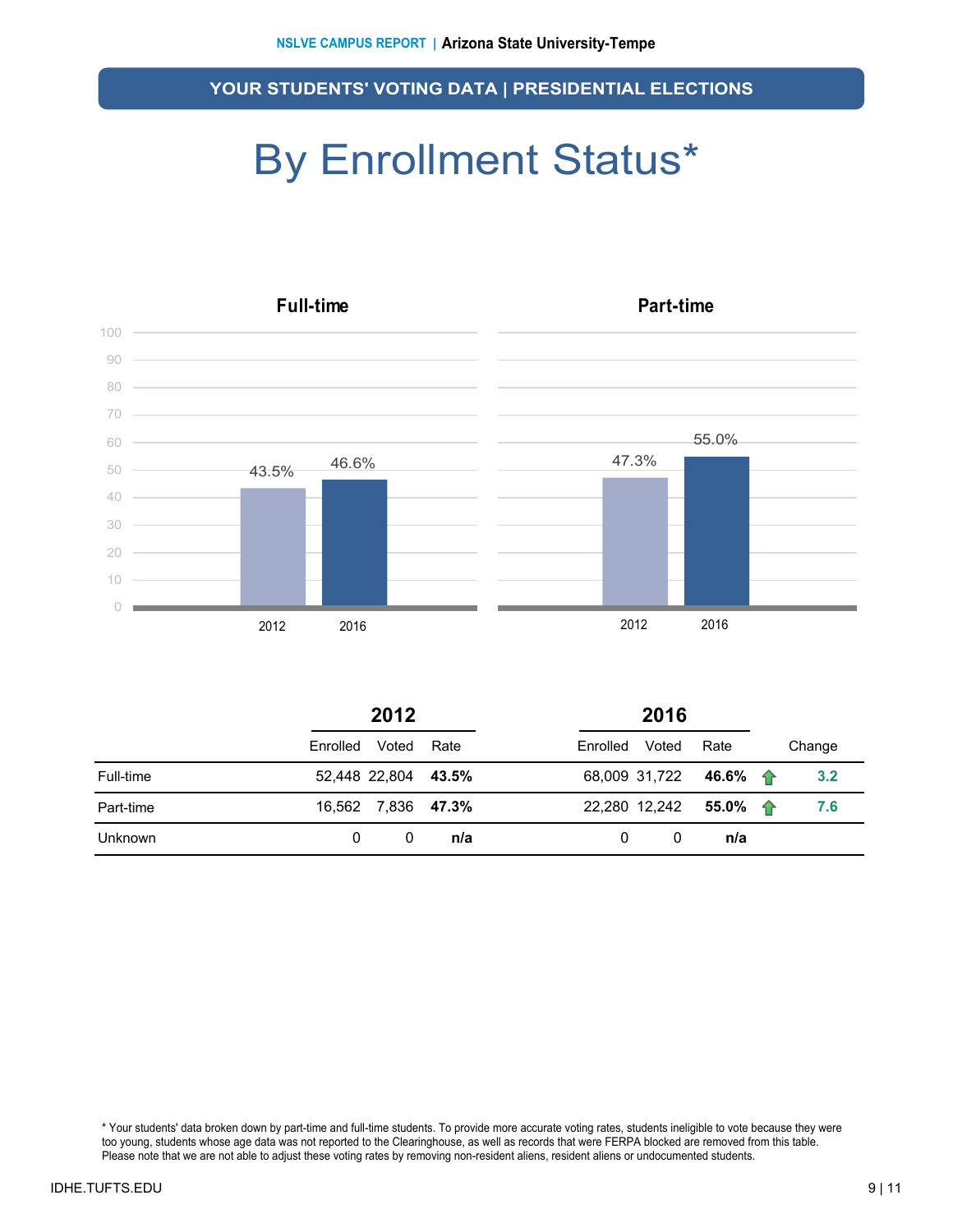## YOUR STUDENTS' VOTING DATA | PRESIDENTIAL ELECTIONS

# By Enrollment Status*

**Full-time**

100
90
80
70
60
50
40
30
20
10
0

43.5%
46.6%

2012
2016

**Part-time**

47.3%
55.0%

2012
2016

| | 2012 | | | 2016 | | | | |
|---|---|---|---|---|---|---|---|---|
| | Enrolled | Voted | Rate | Enrolled | Voted | Rate | | Change |
| Full-time | 52,448 | 22,804 | **43.5%** | 68,009 | 31,722 | **46.6%** | ⬆ | **3.2** |
| Part-time | 16,562 | 7,836 | **47.3%** | 22,280 | 12,242 | **55.0%** | ⬆ | **7.6** |
| Unknown | 0 | 0 | **n/a** | 0 | 0 | **n/a** | | |

* Your students' data broken down by part-time and full-time students. To provide more accurate voting rates, students ineligible to vote because they were too young, students whose age data was not reported to the Clearinghouse, as well as records that were FERPA blocked are removed from this table. Please note that we are not able to adjust these voting rates by removing non-resident aliens, resident aliens or undocumented students.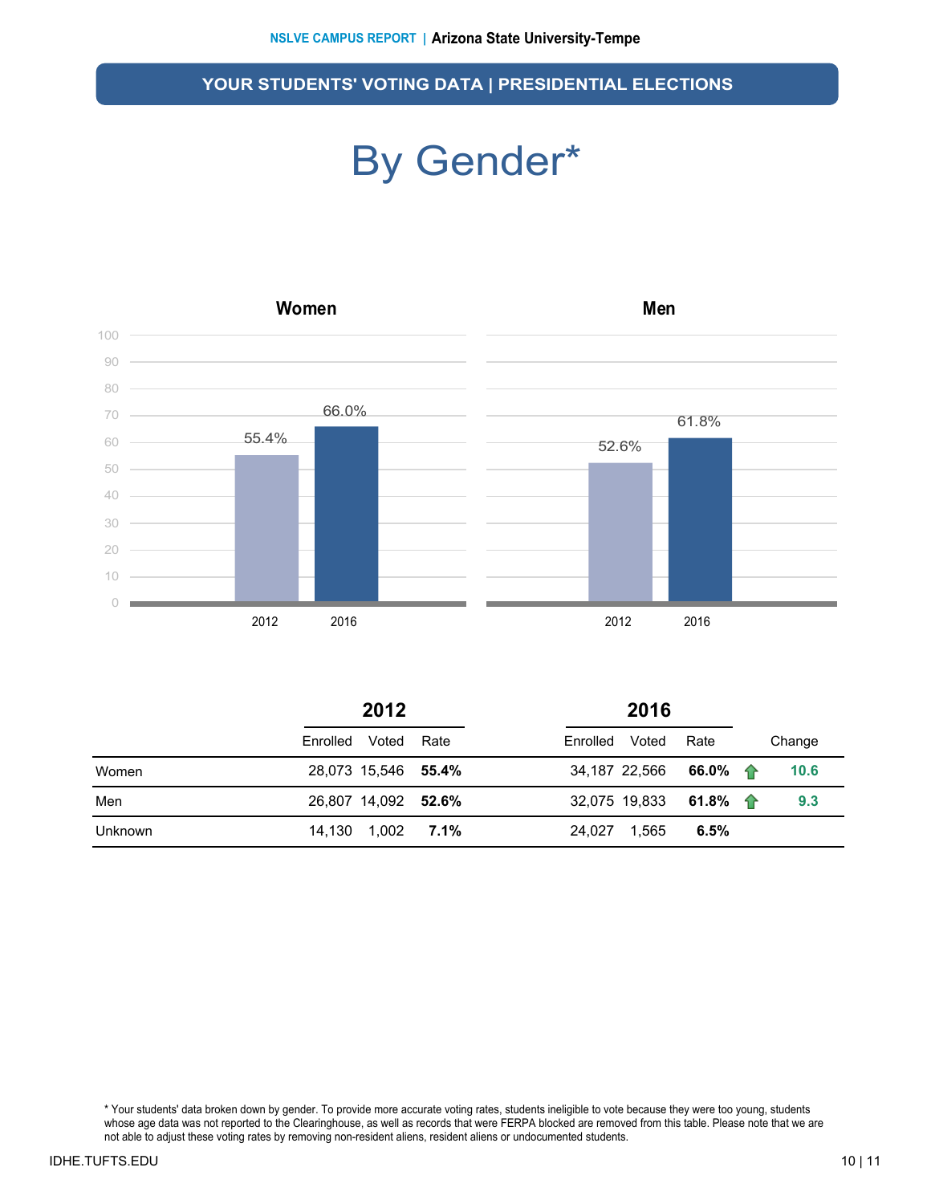## YOUR STUDENTS' VOTING DATA | PRESIDENTIAL ELECTIONS

# By Gender*

Women

100
90
80
70
60
50
40
30
20
10
0

55.4%
66.0%

2012
2016

Men

52.6%
61.8%

2012
2016

| | 2012 | | | 2016 | | | | |
|---|---|---|---|---|---|---|---|---|
| | Enrolled | Voted | Rate | Enrolled | Voted | Rate | | Change |
| Women | 28,073 | 15,546 | **55.4%** | 34,187 | 22,566 | **66.0%** | ↑ | **10.6** |
| Men | 26,807 | 14,092 | **52.6%** | 32,075 | 19,833 | **61.8%** | ↑ | **9.3** |
| Unknown | 14,130 | 1,002 | **7.1%** | 24,027 | 1,565 | **6.5%** | | |

* Your students' data broken down by gender. To provide more accurate voting rates, students ineligible to vote because they were too young, students whose age data was not reported to the Clearinghouse, as well as records that were FERPA blocked are removed from this table. Please note that we are not able to adjust these voting rates by removing non-resident aliens, resident aliens or undocumented students.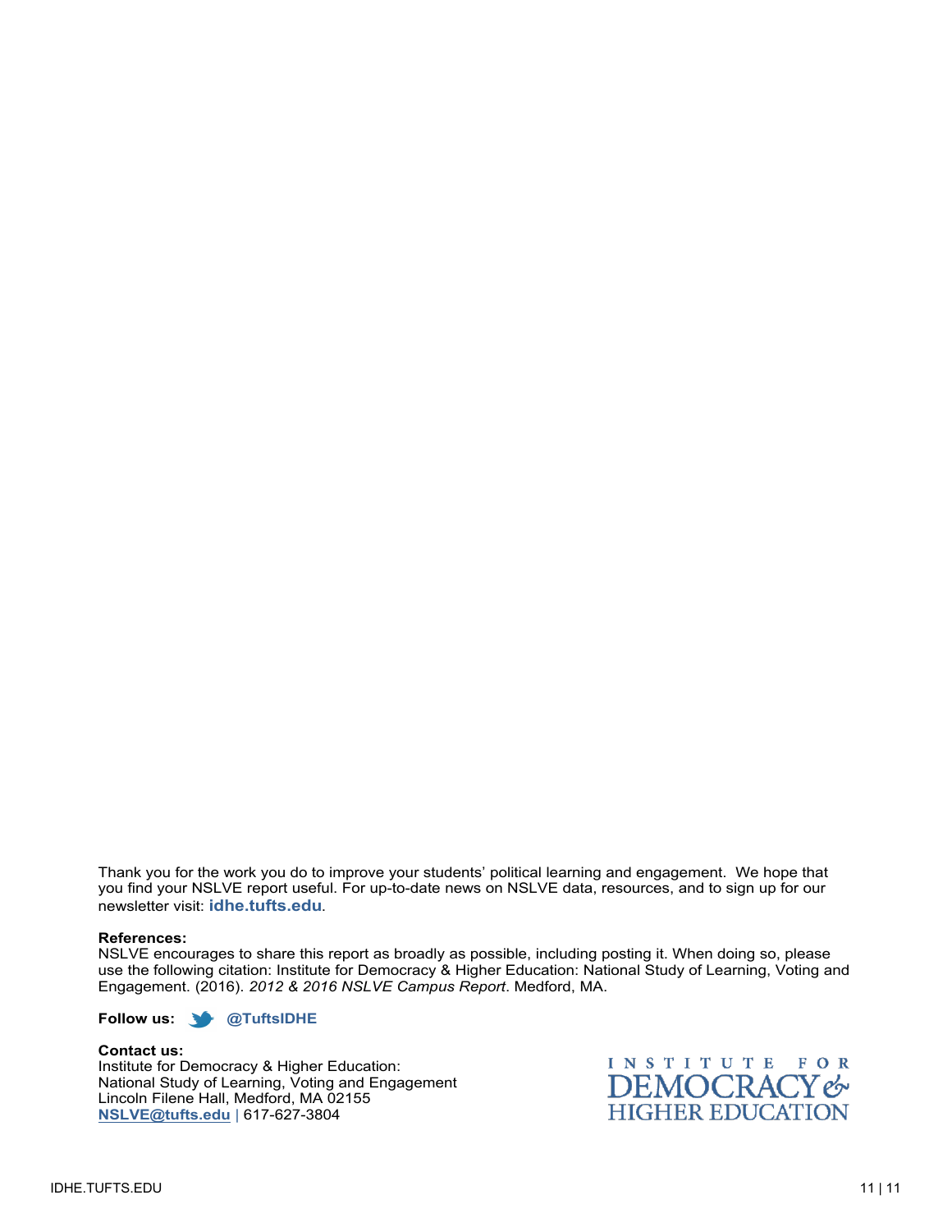Thank you for the work you do to improve your students' political learning and engagement. We hope that you find your NSLVE report useful. For up-to-date news on NSLVE data, resources, and to sign up for our newsletter visit: **idhe.tufts.edu**.

**References:**
NSLVE encourages to share this report as broadly as possible, including posting it. When doing so, please use the following citation: Institute for Democracy & Higher Education: National Study of Learning, Voting and Engagement. (2016). *2012 & 2016 NSLVE Campus Report*. Medford, MA.

**Follow us:** **@TuftsIDHE**

**Contact us:**
Institute for Democracy & Higher Education:
National Study of Learning, Voting and Engagement
Lincoln Filene Hall, Medford, MA 02155
**NSLVE@tufts.edu** | 617-627-3804

INSTITUTE FOR DEMOCRACY & HIGHER EDUCATION